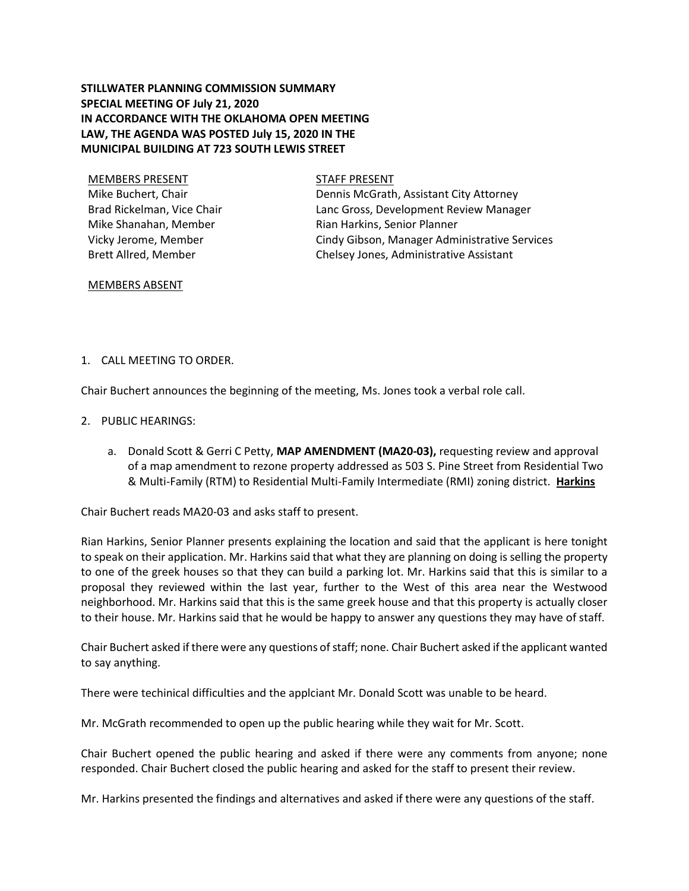**STILLWATER PLANNING COMMISSION SUMMARY**
**SPECIAL MEETING OF July 21, 2020**
**IN ACCORDANCE WITH THE OKLAHOMA OPEN MEETING LAW, THE AGENDA WAS POSTED July 15, 2020 IN THE MUNICIPAL BUILDING AT 723 SOUTH LEWIS STREET**

MEMBERS PRESENT
Mike Buchert, Chair
Brad Rickelman, Vice Chair
Mike Shanahan, Member
Vicky Jerome, Member
Brett Allred, Member

STAFF PRESENT
Dennis McGrath, Assistant City Attorney
Lanc Gross, Development Review Manager
Rian Harkins, Senior Planner
Cindy Gibson, Manager Administrative Services
Chelsey Jones, Administrative Assistant

MEMBERS ABSENT

1. CALL MEETING TO ORDER.

Chair Buchert announces the beginning of the meeting, Ms. Jones took a verbal role call.

2. PUBLIC HEARINGS:

   a. Donald Scott & Gerri C Petty, **MAP AMENDMENT (MA20-03),** requesting review and approval of a map amendment to rezone property addressed as 503 S. Pine Street from Residential Two & Multi-Family (RTM) to Residential Multi-Family Intermediate (RMI) zoning district. **Harkins**

Chair Buchert reads MA20-03 and asks staff to present.

Rian Harkins, Senior Planner presents explaining the location and said that the applicant is here tonight to speak on their application. Mr. Harkins said that what they are planning on doing is selling the property to one of the greek houses so that they can build a parking lot. Mr. Harkins said that this is similar to a proposal they reviewed within the last year, further to the West of this area near the Westwood neighborhood. Mr. Harkins said that this is the same greek house and that this property is actually closer to their house. Mr. Harkins said that he would be happy to answer any questions they may have of staff.

Chair Buchert asked if there were any questions of staff; none. Chair Buchert asked if the applicant wanted to say anything.

There were techinical difficulties and the applciant Mr. Donald Scott was unable to be heard.

Mr. McGrath recommended to open up the public hearing while they wait for Mr. Scott.

Chair Buchert opened the public hearing and asked if there were any comments from anyone; none responded. Chair Buchert closed the public hearing and asked for the staff to present their review.

Mr. Harkins presented the findings and alternatives and asked if there were any questions of the staff.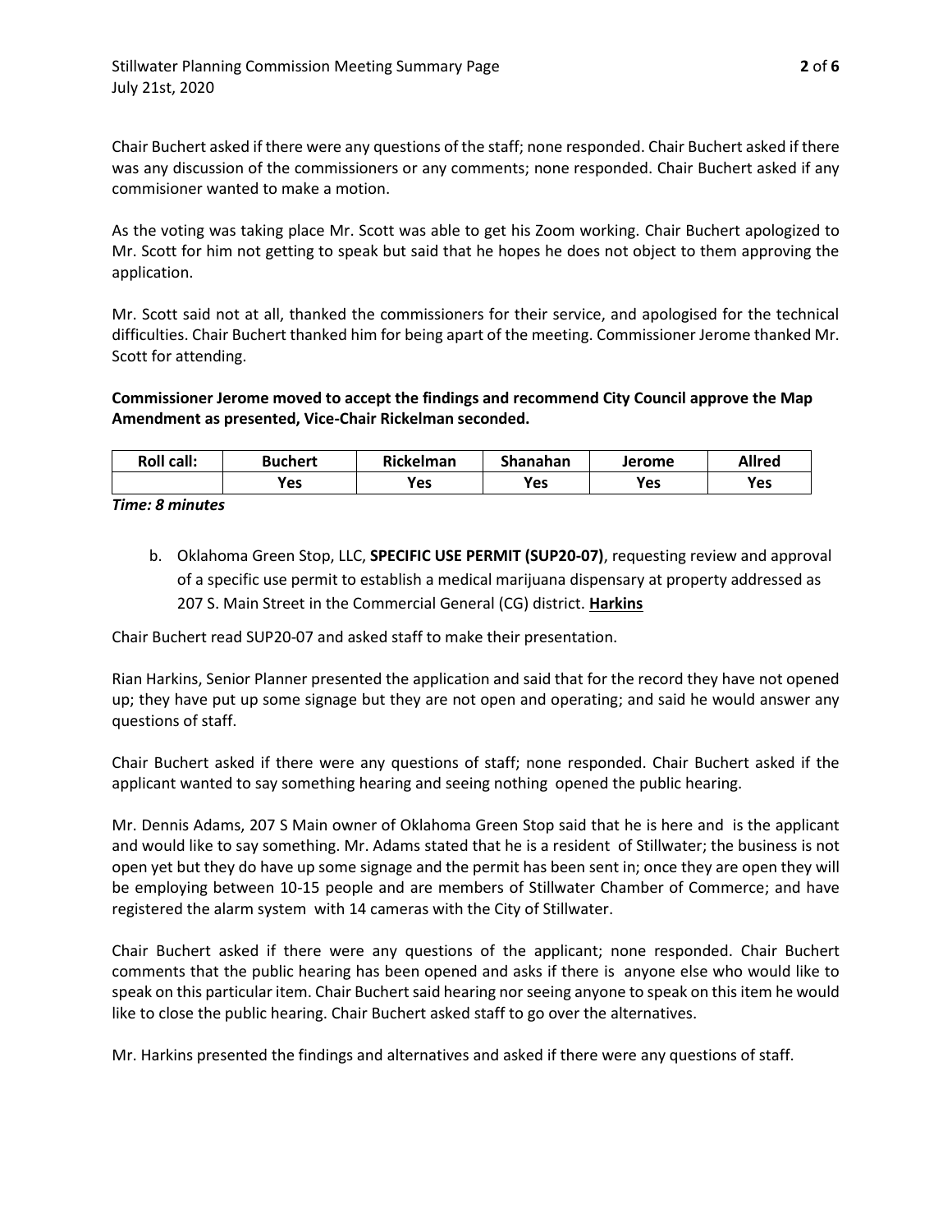Chair Buchert asked if there were any questions of the staff; none responded. Chair Buchert asked if there was any discussion of the commissioners or any comments; none responded. Chair Buchert asked if any commisioner wanted to make a motion.

As the voting was taking place Mr. Scott was able to get his Zoom working. Chair Buchert apologized to Mr. Scott for him not getting to speak but said that he hopes he does not object to them approving the application.

Mr. Scott said not at all, thanked the commissioners for their service, and apologised for the technical difficulties. Chair Buchert thanked him for being apart of the meeting. Commissioner Jerome thanked Mr. Scott for attending.

**Commissioner Jerome moved to accept the findings and recommend City Council approve the Map Amendment as presented, Vice-Chair Rickelman seconded.**

| Roll call: | Buchert | Rickelman | Shanahan | Jerome | Allred |
|---|---|---|---|---|---|
| | Yes | Yes | Yes | Yes | Yes |

***Time: 8 minutes***

b. Oklahoma Green Stop, LLC, **SPECIFIC USE PERMIT (SUP20-07)**, requesting review and approval of a specific use permit to establish a medical marijuana dispensary at property addressed as 207 S. Main Street in the Commercial General (CG) district. **Harkins**

Chair Buchert read SUP20-07 and asked staff to make their presentation.

Rian Harkins, Senior Planner presented the application and said that for the record they have not opened up; they have put up some signage but they are not open and operating; and said he would answer any questions of staff.

Chair Buchert asked if there were any questions of staff; none responded. Chair Buchert asked if the applicant wanted to say something hearing and seeing nothing opened the public hearing.

Mr. Dennis Adams, 207 S Main owner of Oklahoma Green Stop said that he is here and is the applicant and would like to say something. Mr. Adams stated that he is a resident of Stillwater; the business is not open yet but they do have up some signage and the permit has been sent in; once they are open they will be employing between 10-15 people and are members of Stillwater Chamber of Commerce; and have registered the alarm system with 14 cameras with the City of Stillwater.

Chair Buchert asked if there were any questions of the applicant; none responded. Chair Buchert comments that the public hearing has been opened and asks if there is anyone else who would like to speak on this particular item. Chair Buchert said hearing nor seeing anyone to speak on this item he would like to close the public hearing. Chair Buchert asked staff to go over the alternatives.

Mr. Harkins presented the findings and alternatives and asked if there were any questions of staff.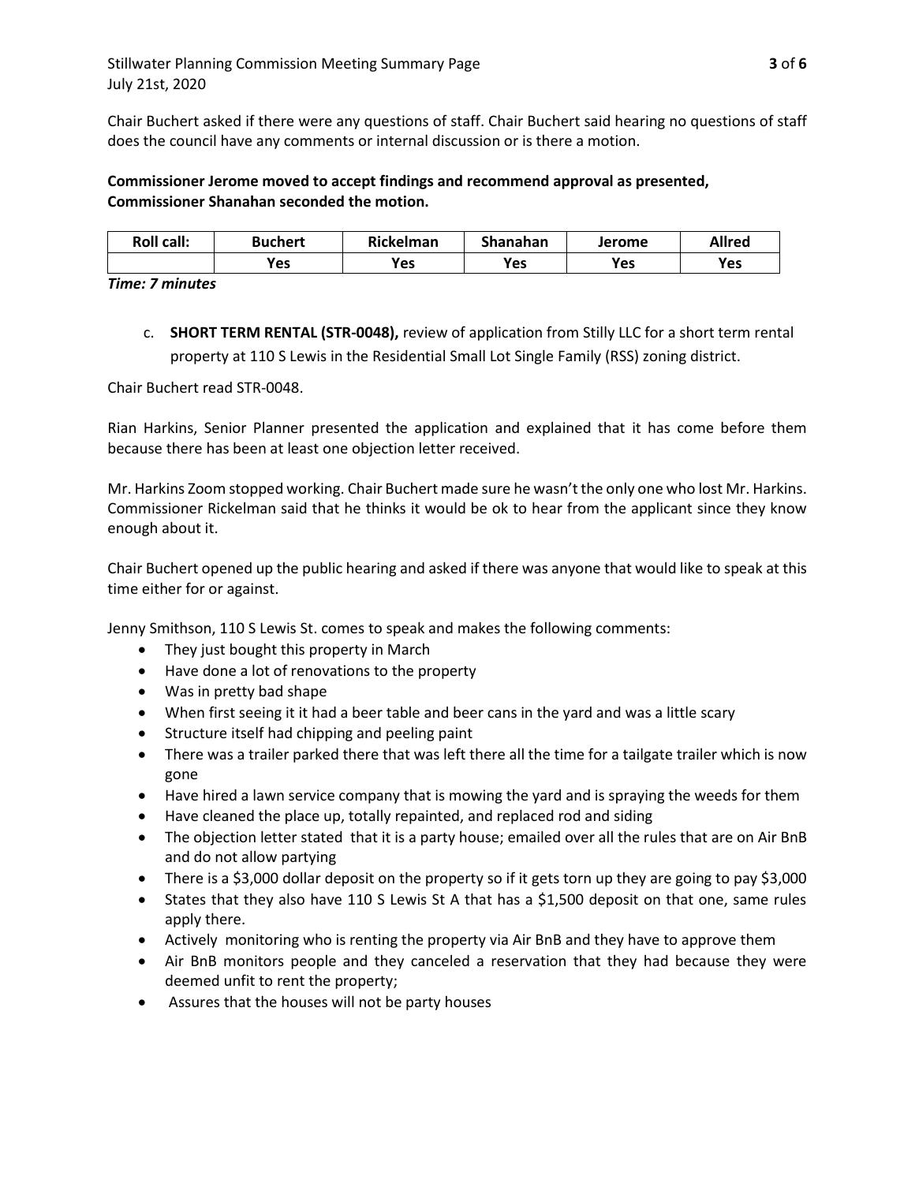Chair Buchert asked if there were any questions of staff. Chair Buchert said hearing no questions of staff does the council have any comments or internal discussion or is there a motion.

**Commissioner Jerome moved to accept findings and recommend approval as presented, Commissioner Shanahan seconded the motion.**

| Roll call: | Buchert | Rickelman | Shanahan | Jerome | Allred |
|---|---|---|---|---|---|
| | Yes | Yes | Yes | Yes | Yes |

***Time: 7 minutes***

c. **SHORT TERM RENTAL (STR-0048),** review of application from Stilly LLC for a short term rental property at 110 S Lewis in the Residential Small Lot Single Family (RSS) zoning district.

Chair Buchert read STR-0048.

Rian Harkins, Senior Planner presented the application and explained that it has come before them because there has been at least one objection letter received.

Mr. Harkins Zoom stopped working. Chair Buchert made sure he wasn't the only one who lost Mr. Harkins. Commissioner Rickelman said that he thinks it would be ok to hear from the applicant since they know enough about it.

Chair Buchert opened up the public hearing and asked if there was anyone that would like to speak at this time either for or against.

Jenny Smithson, 110 S Lewis St. comes to speak and makes the following comments:

- They just bought this property in March
- Have done a lot of renovations to the property
- Was in pretty bad shape
- When first seeing it it had a beer table and beer cans in the yard and was a little scary
- Structure itself had chipping and peeling paint
- There was a trailer parked there that was left there all the time for a tailgate trailer which is now gone
- Have hired a lawn service company that is mowing the yard and is spraying the weeds for them
- Have cleaned the place up, totally repainted, and replaced rod and siding
- The objection letter stated that it is a party house; emailed over all the rules that are on Air BnB and do not allow partying
- There is a $3,000 dollar deposit on the property so if it gets torn up they are going to pay $3,000
- States that they also have 110 S Lewis St A that has a $1,500 deposit on that one, same rules apply there.
- Actively monitoring who is renting the property via Air BnB and they have to approve them
- Air BnB monitors people and they canceled a reservation that they had because they were deemed unfit to rent the property;
- Assures that the houses will not be party houses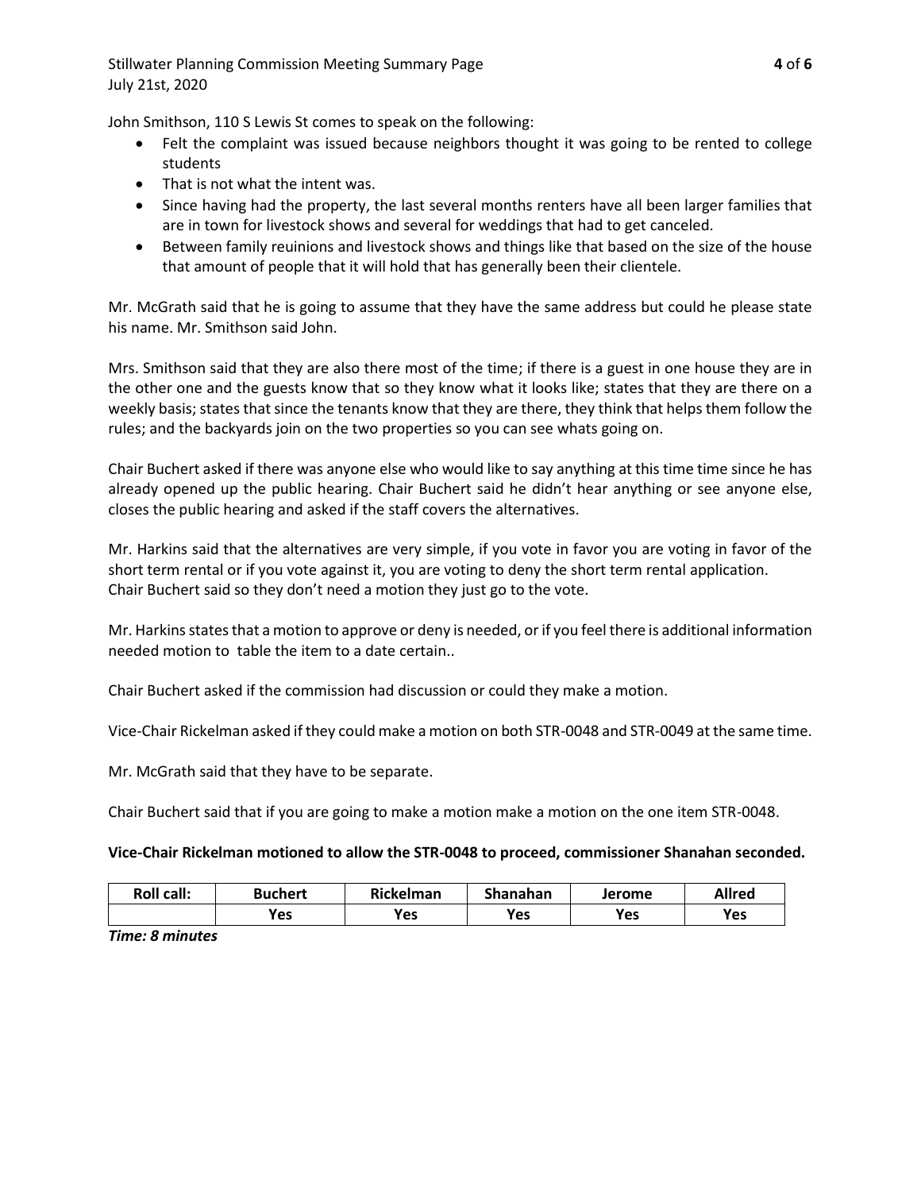John Smithson, 110 S Lewis St comes to speak on the following:

- Felt the complaint was issued because neighbors thought it was going to be rented to college students
- That is not what the intent was.
- Since having had the property, the last several months renters have all been larger families that are in town for livestock shows and several for weddings that had to get canceled.
- Between family reunions and livestock shows and things like that based on the size of the house that amount of people that it will hold that has generally been their clientele.

Mr. McGrath said that he is going to assume that they have the same address but could he please state his name. Mr. Smithson said John.

Mrs. Smithson said that they are also there most of the time; if there is a guest in one house they are in the other one and the guests know that so they know what it looks like; states that they are there on a weekly basis; states that since the tenants know that they are there, they think that helps them follow the rules; and the backyards join on the two properties so you can see whats going on.

Chair Buchert asked if there was anyone else who would like to say anything at this time time since he has already opened up the public hearing. Chair Buchert said he didn't hear anything or see anyone else, closes the public hearing and asked if the staff covers the alternatives.

Mr. Harkins said that the alternatives are very simple, if you vote in favor you are voting in favor of the short term rental or if you vote against it, you are voting to deny the short term rental application.
Chair Buchert said so they don't need a motion they just go to the vote.

Mr. Harkins states that a motion to approve or deny is needed, or if you feel there is additional information needed motion to table the item to a date certain..

Chair Buchert asked if the commission had discussion or could they make a motion.

Vice-Chair Rickelman asked if they could make a motion on both STR-0048 and STR-0049 at the same time.

Mr. McGrath said that they have to be separate.

Chair Buchert said that if you are going to make a motion make a motion on the one item STR-0048.

**Vice-Chair Rickelman motioned to allow the STR-0048 to proceed, commissioner Shanahan seconded.**

| Roll call: | Buchert | Rickelman | Shanahan | Jerome | Allred |
|---|---|---|---|---|---|
| | Yes | Yes | Yes | Yes | Yes |

***Time: 8 minutes***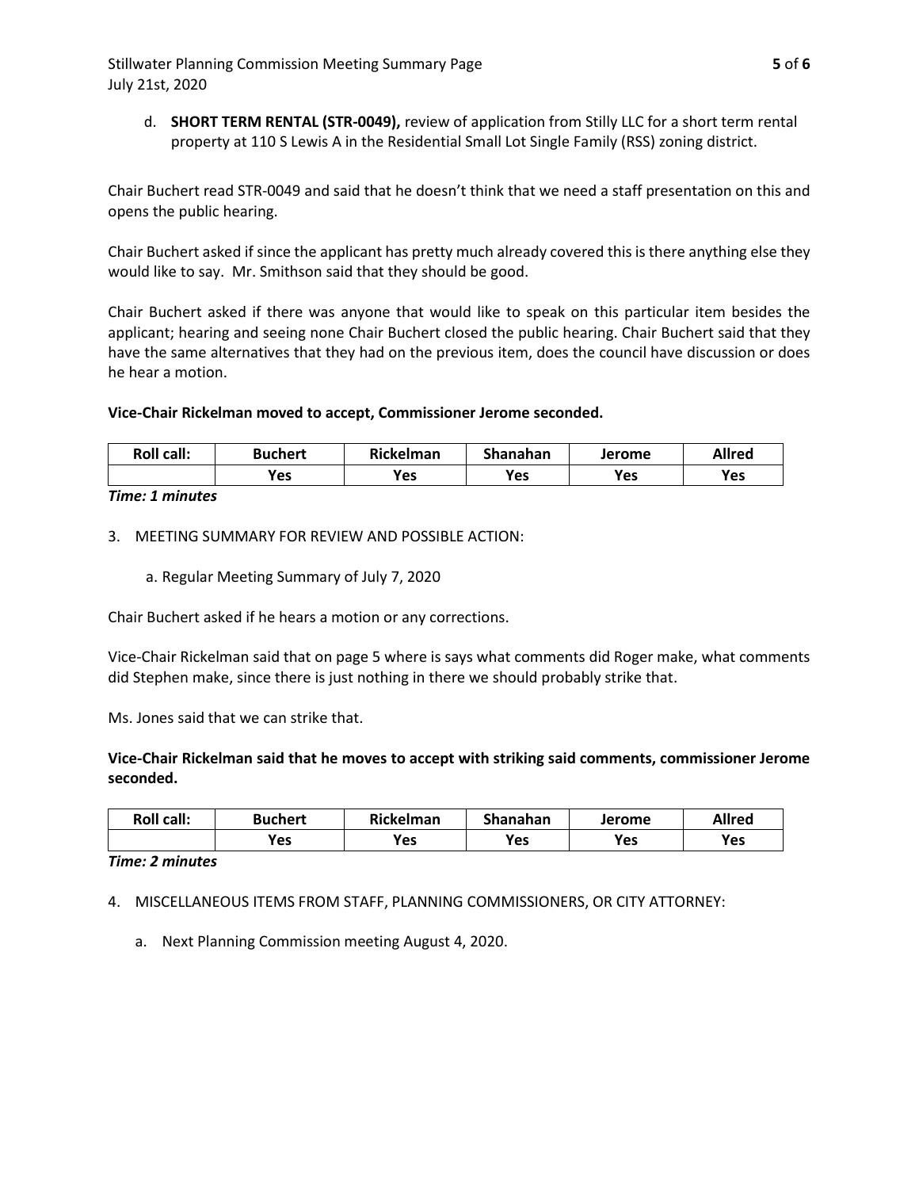d. **SHORT TERM RENTAL (STR-0049),** review of application from Stilly LLC for a short term rental property at 110 S Lewis A in the Residential Small Lot Single Family (RSS) zoning district.

Chair Buchert read STR-0049 and said that he doesn't think that we need a staff presentation on this and opens the public hearing.

Chair Buchert asked if since the applicant has pretty much already covered this is there anything else they would like to say. Mr. Smithson said that they should be good.

Chair Buchert asked if there was anyone that would like to speak on this particular item besides the applicant; hearing and seeing none Chair Buchert closed the public hearing. Chair Buchert said that they have the same alternatives that they had on the previous item, does the council have discussion or does he hear a motion.

**Vice-Chair Rickelman moved to accept, Commissioner Jerome seconded.**

| Roll call: | Buchert | Rickelman | Shanahan | Jerome | Allred |
|---|---|---|---|---|---|
| | Yes | Yes | Yes | Yes | Yes |

***Time: 1 minutes***

3. MEETING SUMMARY FOR REVIEW AND POSSIBLE ACTION:

   a. Regular Meeting Summary of July 7, 2020

Chair Buchert asked if he hears a motion or any corrections.

Vice-Chair Rickelman said that on page 5 where is says what comments did Roger make, what comments did Stephen make, since there is just nothing in there we should probably strike that.

Ms. Jones said that we can strike that.

**Vice-Chair Rickelman said that he moves to accept with striking said comments, commissioner Jerome seconded.**

| Roll call: | Buchert | Rickelman | Shanahan | Jerome | Allred |
|---|---|---|---|---|---|
| | Yes | Yes | Yes | Yes | Yes |

***Time: 2 minutes***

4. MISCELLANEOUS ITEMS FROM STAFF, PLANNING COMMISSIONERS, OR CITY ATTORNEY:

   a. Next Planning Commission meeting August 4, 2020.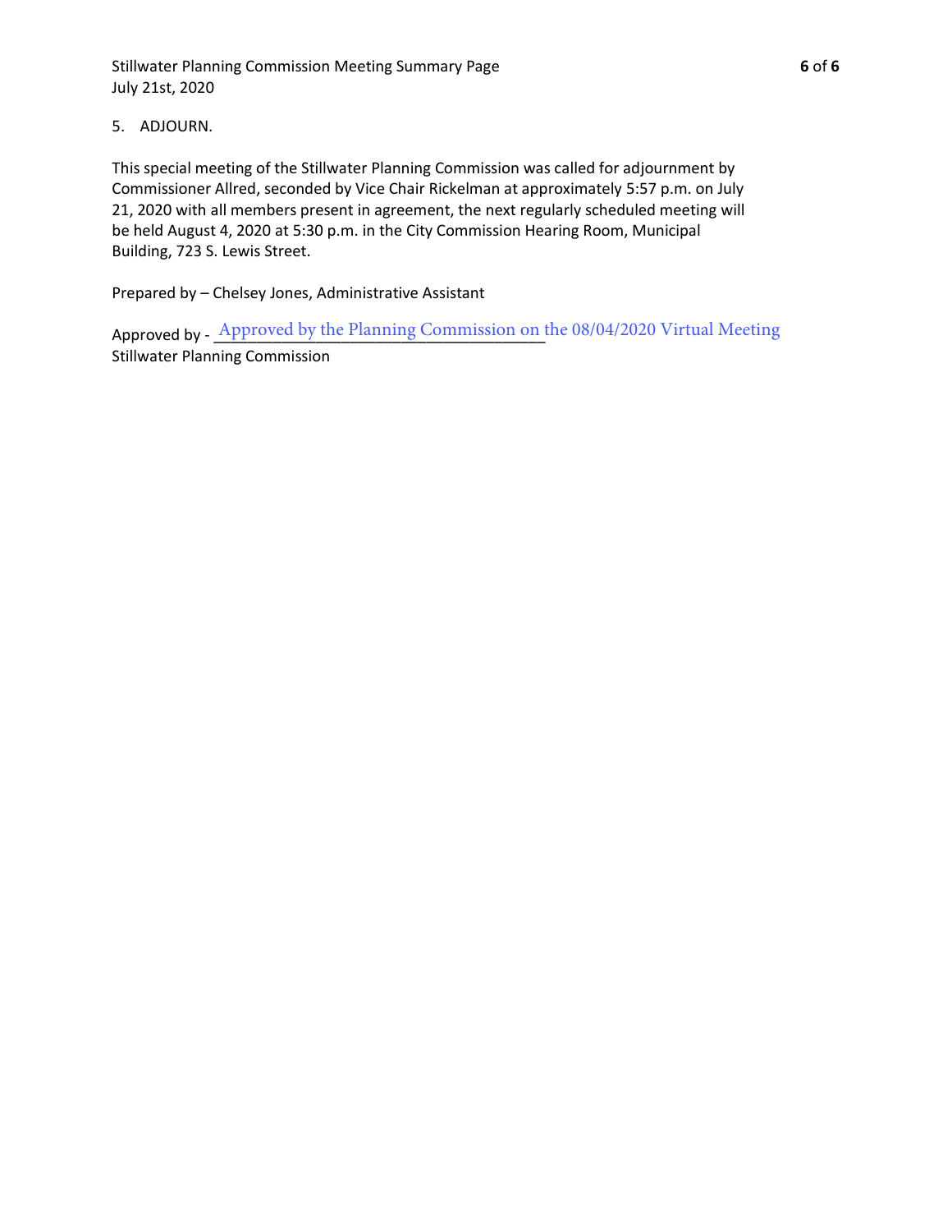5. ADJOURN.

This special meeting of the Stillwater Planning Commission was called for adjournment by Commissioner Allred, seconded by Vice Chair Rickelman at approximately 5:57 p.m. on July 21, 2020 with all members present in agreement, the next regularly scheduled meeting will be held August 4, 2020 at 5:30 p.m. in the City Commission Hearing Room, Municipal Building, 723 S. Lewis Street.

Prepared by – Chelsey Jones, Administrative Assistant

Approved by - Approved by the Planning Commission on the 08/04/2020 Virtual Meeting
Stillwater Planning Commission